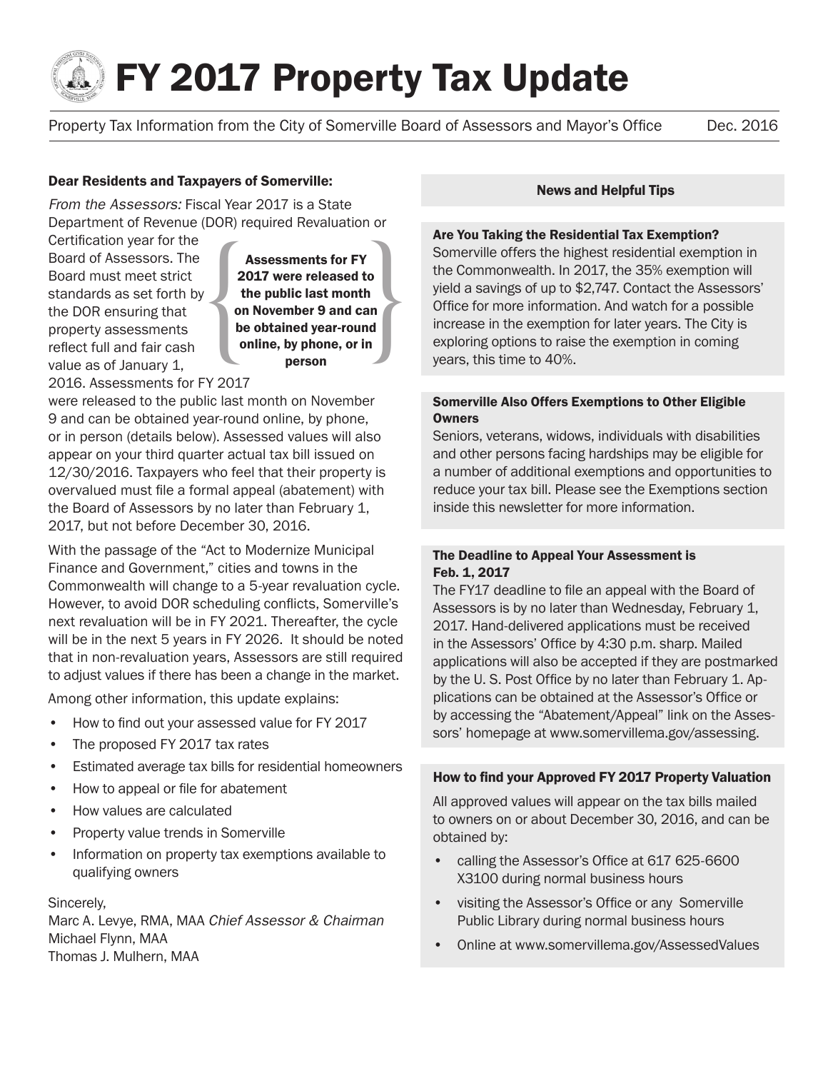# FY 2017 Property Tax Update

Property Tax Information from the City of Somerville Board of Assessors and Mayor's Office Dec. 2016

**Dear Residents and Taxpayers of Somerville:**

*From the Assessors:* Fiscal Year 2017 is a State Department of Revenue (DOR) required Revaluation or Certification year for the Board of Assessors. The Board must meet strict standards as set forth by the DOR ensuring that property assessments reflect full and fair cash value as of January 1, 2016. Assessments for FY 2017 were released to the public last month on November 9 and can be obtained year-round online, by phone, or in person (details below). Assessed values will also appear on your third quarter actual tax bill issued on 12/30/2016. Taxpayers who feel that their property is overvalued must file a formal appeal (abatement) with the Board of Assessors by no later than February 1, 2017, but not before December 30, 2016.

> **Assessments for FY 2017 were released to the public last month on November 9 and can be obtained year-round online, by phone, or in person**

With the passage of the "Act to Modernize Municipal Finance and Government," cities and towns in the Commonwealth will change to a 5-year revaluation cycle. However, to avoid DOR scheduling conflicts, Somerville's next revaluation will be in FY 2021. Thereafter, the cycle will be in the next 5 years in FY 2026. It should be noted that in non-revaluation years, Assessors are still required to adjust values if there has been a change in the market.

Among other information, this update explains:

- How to find out your assessed value for FY 2017
- The proposed FY 2017 tax rates
- Estimated average tax bills for residential homeowners
- How to appeal or file for abatement
- How values are calculated
- Property value trends in Somerville
- Information on property tax exemptions available to qualifying owners

Sincerely,
Marc A. Levye, RMA, MAA *Chief Assessor & Chairman*
Michael Flynn, MAA
Thomas J. Mulhern, MAA

## News and Helpful Tips

### Are You Taking the Residential Tax Exemption?

Somerville offers the highest residential exemption in the Commonwealth. In 2017, the 35% exemption will yield a savings of up to $2,747. Contact the Assessors' Office for more information. And watch for a possible increase in the exemption for later years. The City is exploring options to raise the exemption in coming years, this time to 40%.

### Somerville Also Offers Exemptions to Other Eligible Owners

Seniors, veterans, widows, individuals with disabilities and other persons facing hardships may be eligible for a number of additional exemptions and opportunities to reduce your tax bill. Please see the Exemptions section inside this newsletter for more information.

### The Deadline to Appeal Your Assessment is Feb. 1, 2017

The FY17 deadline to file an appeal with the Board of Assessors is by no later than Wednesday, February 1, 2017. Hand-delivered applications must be received in the Assessors' Office by 4:30 p.m. sharp. Mailed applications will also be accepted if they are postmarked by the U. S. Post Office by no later than February 1. Applications can be obtained at the Assessor's Office or by accessing the "Abatement/Appeal" link on the Assessors' homepage at www.somervillema.gov/assessing.

### How to find your Approved FY 2017 Property Valuation

All approved values will appear on the tax bills mailed to owners on or about December 30, 2016, and can be obtained by:

- calling the Assessor's Office at 617 625-6600 X3100 during normal business hours
- visiting the Assessor's Office or any Somerville Public Library during normal business hours
- Online at www.somervillema.gov/AssessedValues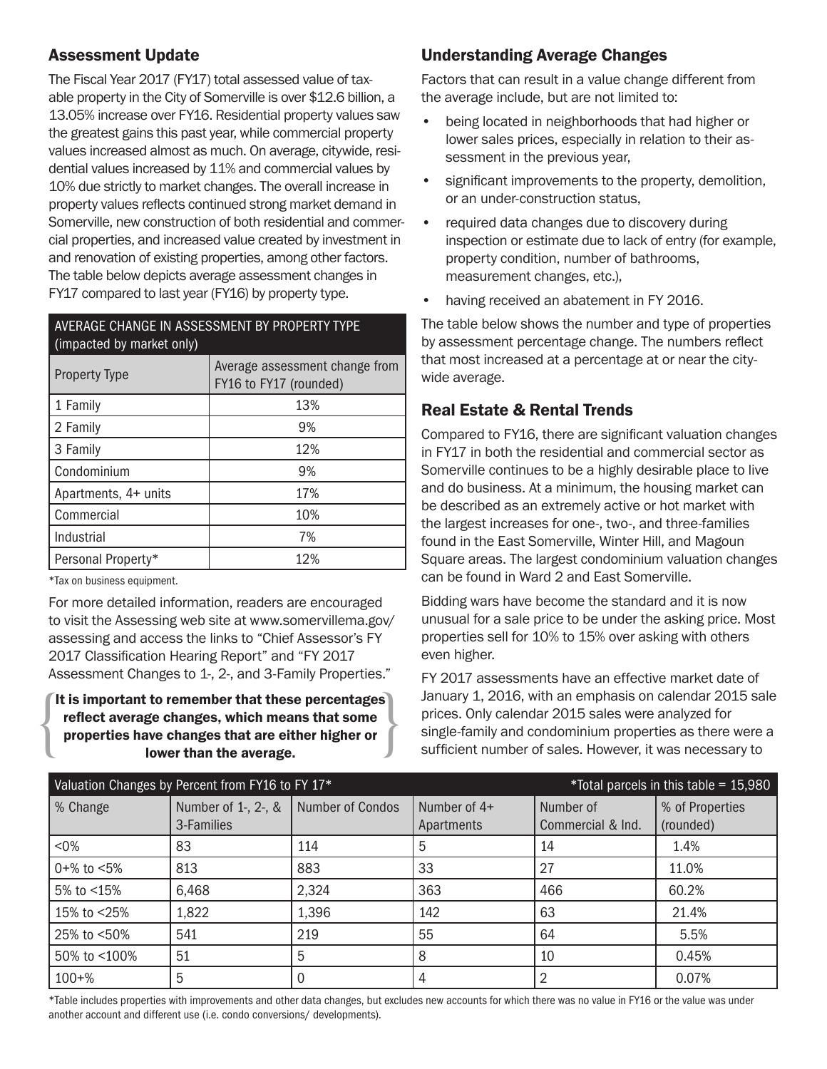## Assessment Update

The Fiscal Year 2017 (FY17) total assessed value of taxable property in the City of Somerville is over $12.6 billion, a 13.05% increase over FY16. Residential property values saw the greatest gains this past year, while commercial property values increased almost as much. On average, citywide, residential values increased by 11% and commercial values by 10% due strictly to market changes. The overall increase in property values reflects continued strong market demand in Somerville, new construction of both residential and commercial properties, and increased value created by investment in and renovation of existing properties, among other factors. The table below depicts average assessment changes in FY17 compared to last year (FY16) by property type.

| AVERAGE CHANGE IN ASSESSMENT BY PROPERTY TYPE (impacted by market only) | |
|---|---|
| Property Type | Average assessment change from FY16 to FY17 (rounded) |
| 1 Family | 13% |
| 2 Family | 9% |
| 3 Family | 12% |
| Condominium | 9% |
| Apartments, 4+ units | 17% |
| Commercial | 10% |
| Industrial | 7% |
| Personal Property* | 12% |

*Tax on business equipment.

For more detailed information, readers are encouraged to visit the Assessing web site at www.somervillema.gov/assessing and access the links to "Chief Assessor's FY 2017 Classification Hearing Report" and "FY 2017 Assessment Changes to 1-, 2-, and 3-Family Properties."

**It is important to remember that these percentages reflect average changes, which means that some properties have changes that are either higher or lower than the average.**

## Understanding Average Changes

Factors that can result in a value change different from the average include, but are not limited to:

- being located in neighborhoods that had higher or lower sales prices, especially in relation to their assessment in the previous year,
- significant improvements to the property, demolition, or an under-construction status,
- required data changes due to discovery during inspection or estimate due to lack of entry (for example, property condition, number of bathrooms, measurement changes, etc.),
- having received an abatement in FY 2016.

The table below shows the number and type of properties by assessment percentage change. The numbers reflect that most increased at a percentage at or near the citywide average.

## Real Estate & Rental Trends

Compared to FY16, there are significant valuation changes in FY17 in both the residential and commercial sector as Somerville continues to be a highly desirable place to live and do business. At a minimum, the housing market can be described as an extremely active or hot market with the largest increases for one-, two-, and three-families found in the East Somerville, Winter Hill, and Magoun Square areas. The largest condominium valuation changes can be found in Ward 2 and East Somerville.

Bidding wars have become the standard and it is now unusual for a sale price to be under the asking price. Most properties sell for 10% to 15% over asking with others even higher.

FY 2017 assessments have an effective market date of January 1, 2016, with an emphasis on calendar 2015 sale prices. Only calendar 2015 sales were analyzed for single-family and condominium properties as there were a sufficient number of sales. However, it was necessary to

| Valuation Changes by Percent from FY16 to FY 17* | | | | *Total parcels in this table = 15,980 | |
|---|---|---|---|---|---|
| % Change | Number of 1-, 2-, & 3-Families | Number of Condos | Number of 4+ Apartments | Number of Commercial & Ind. | % of Properties (rounded) |
| <0% | 83 | 114 | 5 | 14 | 1.4% |
| 0+% to <5% | 813 | 883 | 33 | 27 | 11.0% |
| 5% to <15% | 6,468 | 2,324 | 363 | 466 | 60.2% |
| 15% to <25% | 1,822 | 1,396 | 142 | 63 | 21.4% |
| 25% to <50% | 541 | 219 | 55 | 64 | 5.5% |
| 50% to <100% | 51 | 5 | 8 | 10 | 0.45% |
| 100+% | 5 | 0 | 4 | 2 | 0.07% |

*Table includes properties with improvements and other data changes, but excludes new accounts for which there was no value in FY16 or the value was under another account and different use (i.e. condo conversions/ developments).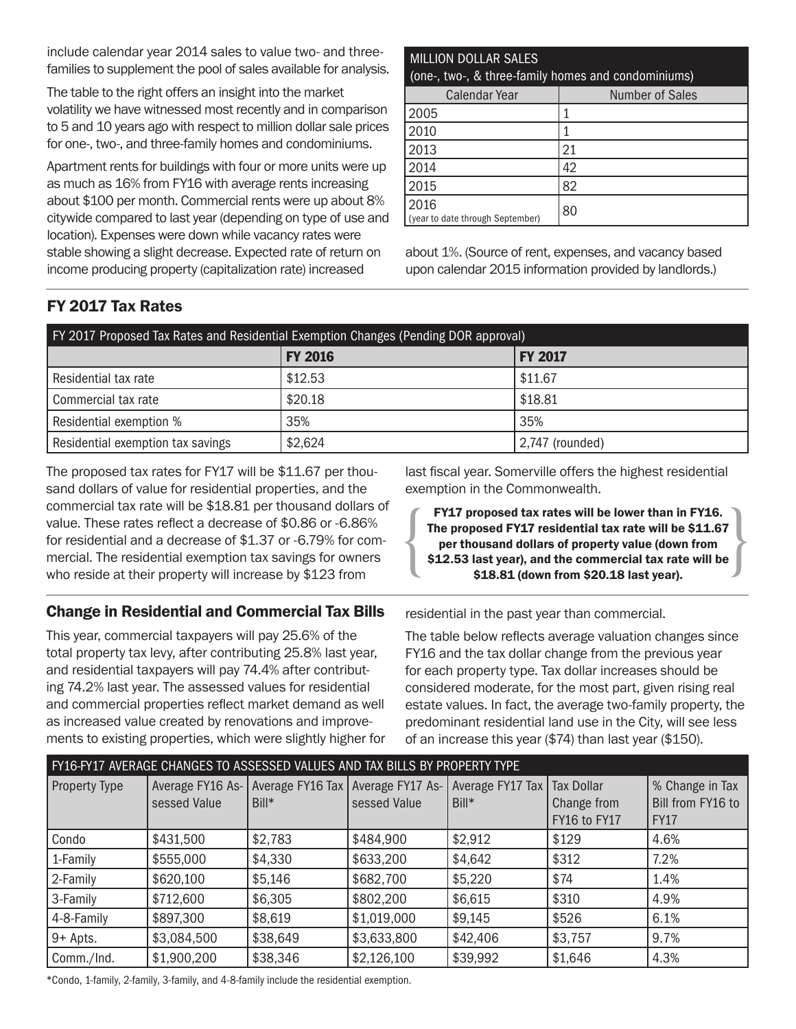include calendar year 2014 sales to value two- and three-families to supplement the pool of sales available for analysis.

The table to the right offers an insight into the market volatility we have witnessed most recently and in comparison to 5 and 10 years ago with respect to million dollar sale prices for one-, two-, and three-family homes and condominiums.

Apartment rents for buildings with four or more units were up as much as 16% from FY16 with average rents increasing about $100 per month. Commercial rents were up about 8% citywide compared to last year (depending on type of use and location). Expenses were down while vacancy rates were stable showing a slight decrease. Expected rate of return on income producing property (capitalization rate) increased about 1%. (Source of rent, expenses, and vacancy based upon calendar 2015 information provided by landlords.)

| MILLION DOLLAR SALES (one-, two-, & three-family homes and condominiums) | |
|---|---|
| Calendar Year | Number of Sales |
| 2005 | 1 |
| 2010 | 1 |
| 2013 | 21 |
| 2014 | 42 |
| 2015 | 82 |
| 2016 (year to date through September) | 80 |

## FY 2017 Tax Rates

| FY 2017 Proposed Tax Rates and Residential Exemption Changes (Pending DOR approval) | | |
|---|---|---|
| | **FY 2016** | **FY 2017** |
| Residential tax rate | $12.53 | $11.67 |
| Commercial tax rate | $20.18 | $18.81 |
| Residential exemption % | 35% | 35% |
| Residential exemption tax savings | $2,624 | 2,747 (rounded) |

The proposed tax rates for FY17 will be $11.67 per thousand dollars of value for residential properties, and the commercial tax rate will be $18.81 per thousand dollars of value. These rates reflect a decrease of $0.86 or -6.86% for residential and a decrease of $1.37 or -6.79% for commercial. The residential exemption tax savings for owners who reside at their property will increase by $123 from last fiscal year. Somerville offers the highest residential exemption in the Commonwealth.

**FY17 proposed tax rates will be lower than in FY16. The proposed FY17 residential tax rate will be $11.67 per thousand dollars of property value (down from $12.53 last year), and the commercial tax rate will be $18.81 (down from $20.18 last year).**

## Change in Residential and Commercial Tax Bills

This year, commercial taxpayers will pay 25.6% of the total property tax levy, after contributing 25.8% last year, and residential taxpayers will pay 74.4% after contributing 74.2% last year. The assessed values for residential and commercial properties reflect market demand as well as increased value created by renovations and improvements to existing properties, which were slightly higher for residential in the past year than commercial.

The table below reflects average valuation changes since FY16 and the tax dollar change from the previous year for each property type. Tax dollar increases should be considered moderate, for the most part, given rising real estate values. In fact, the average two-family property, the predominant residential land use in the City, will see less of an increase this year ($74) than last year ($150).

| FY16-FY17 AVERAGE CHANGES TO ASSESSED VALUES AND TAX BILLS BY PROPERTY TYPE | | | | | | |
|---|---|---|---|---|---|---|
| Property Type | Average FY16 Assessed Value | Average FY16 Tax Bill* | Average FY17 Assessed Value | Average FY17 Tax Bill* | Tax Dollar Change from FY16 to FY17 | % Change in Tax Bill from FY16 to FY17 |
| Condo | $431,500 | $2,783 | $484,900 | $2,912 | $129 | 4.6% |
| 1-Family | $555,000 | $4,330 | $633,200 | $4,642 | $312 | 7.2% |
| 2-Family | $620,100 | $5,146 | $682,700 | $5,220 | $74 | 1.4% |
| 3-Family | $712,600 | $6,305 | $802,200 | $6,615 | $310 | 4.9% |
| 4-8-Family | $897,300 | $8,619 | $1,019,000 | $9,145 | $526 | 6.1% |
| 9+ Apts. | $3,084,500 | $38,649 | $3,633,800 | $42,406 | $3,757 | 9.7% |
| Comm./Ind. | $1,900,200 | $38,346 | $2,126,100 | $39,992 | $1,646 | 4.3% |

*Condo, 1-family, 2-family, 3-family, and 4-8-family include the residential exemption.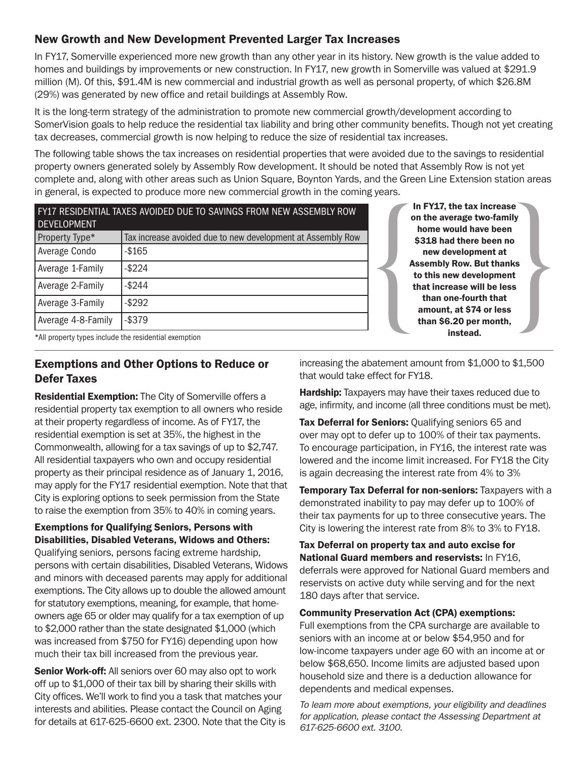## New Growth and New Development Prevented Larger Tax Increases

In FY17, Somerville experienced more new growth than any other year in its history. New growth is the value added to homes and buildings by improvements or new construction. In FY17, new growth in Somerville was valued at $291.9 million (M). Of this, $91.4M is new commercial and industrial growth as well as personal property, of which $26.8M (29%) was generated by new office and retail buildings at Assembly Row.

It is the long-term strategy of the administration to promote new commercial growth/development according to SomerVision goals to help reduce the residential tax liability and bring other community benefits. Though not yet creating tax decreases, commercial growth is now helping to reduce the size of residential tax increases.

The following table shows the tax increases on residential properties that were avoided due to the savings to residential property owners generated solely by Assembly Row development. It should be noted that Assembly Row is not yet complete and, along with other areas such as Union Square, Boynton Yards, and the Green Line Extension station areas in general, is expected to produce more new commercial growth in the coming years.

| FY17 RESIDENTIAL TAXES AVOIDED DUE TO SAVINGS FROM NEW ASSEMBLY ROW DEVELOPMENT | |
|---|---|
| Property Type* | Tax increase avoided due to new development at Assembly Row |
| Average Condo | -$165 |
| Average 1-Family | -$224 |
| Average 2-Family | -$244 |
| Average 3-Family | -$292 |
| Average 4-8-Family | -$379 |

*All property types include the residential exemption

**In FY17, the tax increase on the average two-family home would have been $318 had there been no new development at Assembly Row. But thanks to this new development that increase will be less than one-fourth that amount, at $74 or less than $6.20 per month, instead.**

## Exemptions and Other Options to Reduce or Defer Taxes

**Residential Exemption:** The City of Somerville offers a residential property tax exemption to all owners who reside at their property regardless of income. As of FY17, the residential exemption is set at 35%, the highest in the Commonwealth, allowing for a tax savings of up to $2,747. All residential taxpayers who own and occupy residential property as their principal residence as of January 1, 2016, may apply for the FY17 residential exemption. Note that that City is exploring options to seek permission from the State to raise the exemption from 35% to 40% in coming years.

**Exemptions for Qualifying Seniors, Persons with Disabilities, Disabled Veterans, Widows and Others:** Qualifying seniors, persons facing extreme hardship, persons with certain disabilities, Disabled Veterans, Widows and minors with deceased parents may apply for additional exemptions. The City allows up to double the allowed amount for statutory exemptions, meaning, for example, that homeowners age 65 or older may qualify for a tax exemption of up to $2,000 rather than the state designated $1,000 (which was increased from $750 for FY16) depending upon how much their tax bill increased from the previous year.

**Senior Work-off:** All seniors over 60 may also opt to work off up to $1,000 of their tax bill by sharing their skills with City offices. We'll work to find you a task that matches your interests and abilities. Please contact the Council on Aging for details at 617-625-6600 ext. 2300. Note that the City is increasing the abatement amount from $1,000 to $1,500 that would take effect for FY18.

**Hardship:** Taxpayers may have their taxes reduced due to age, infirmity, and income (all three conditions must be met).

**Tax Deferral for Seniors:** Qualifying seniors 65 and over may opt to defer up to 100% of their tax payments. To encourage participation, in FY16, the interest rate was lowered and the income limit increased. For FY18 the City is again decreasing the interest rate from 4% to 3%

**Temporary Tax Deferral for non-seniors:** Taxpayers with a demonstrated inability to pay may defer up to 100% of their tax payments for up to three consecutive years. The City is lowering the interest rate from 8% to 3% to FY18.

**Tax Deferral on property tax and auto excise for National Guard members and reservists:** In FY16, deferrals were approved for National Guard members and reservists on active duty while serving and for the next 180 days after that service.

**Community Preservation Act (CPA) exemptions:** Full exemptions from the CPA surcharge are available to seniors with an income at or below $54,950 and for low-income taxpayers under age 60 with an income at or below $68,650. Income limits are adjusted based upon household size and there is a deduction allowance for dependents and medical expenses.

*To learn more about exemptions, your eligibility and deadlines for application, please contact the Assessing Department at 617-625-6600 ext. 3100.*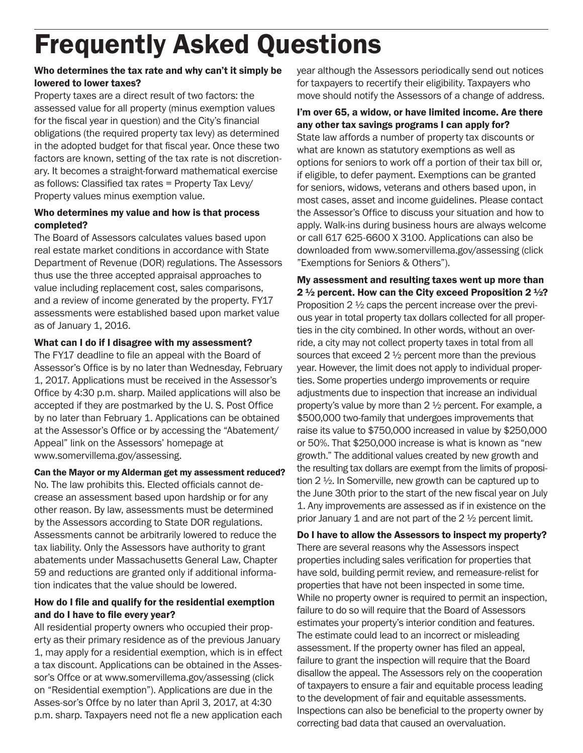# Frequently Asked Questions

**Who determines the tax rate and why can't it simply be lowered to lower taxes?**

Property taxes are a direct result of two factors: the assessed value for all property (minus exemption values for the fiscal year in question) and the City's financial obligations (the required property tax levy) as determined in the adopted budget for that fiscal year. Once these two factors are known, setting of the tax rate is not discretionary. It becomes a straight-forward mathematical exercise as follows: Classified tax rates = Property Tax Levy/ Property values minus exemption value.

**Who determines my value and how is that process completed?**

The Board of Assessors calculates values based upon real estate market conditions in accordance with State Department of Revenue (DOR) regulations. The Assessors thus use the three accepted appraisal approaches to value including replacement cost, sales comparisons, and a review of income generated by the property. FY17 assessments were established based upon market value as of January 1, 2016.

**What can I do if I disagree with my assessment?**

The FY17 deadline to file an appeal with the Board of Assessor's Office is by no later than Wednesday, February 1, 2017. Applications must be received in the Assessor's Office by 4:30 p.m. sharp. Mailed applications will also be accepted if they are postmarked by the U. S. Post Office by no later than February 1. Applications can be obtained at the Assessor's Office or by accessing the "Abatement/ Appeal" link on the Assessors' homepage at www.somervillema.gov/assessing.

**Can the Mayor or my Alderman get my assessment reduced?**

No. The law prohibits this. Elected officials cannot decrease an assessment based upon hardship or for any other reason. By law, assessments must be determined by the Assessors according to State DOR regulations. Assessments cannot be arbitrarily lowered to reduce the tax liability. Only the Assessors have authority to grant abatements under Massachusetts General Law, Chapter 59 and reductions are granted only if additional information indicates that the value should be lowered.

**How do I file and qualify for the residential exemption and do I have to file every year?**

All residential property owners who occupied their property as their primary residence as of the previous January 1, may apply for a residential exemption, which is in effect a tax discount. Applications can be obtained in the Assessor's Offce or at www.somervillema.gov/assessing (click on "Residential exemption"). Applications are due in the Asses-sor's Offce by no later than April 3, 2017, at 4:30 p.m. sharp. Taxpayers need not fle a new application each year although the Assessors periodically send out notices for taxpayers to recertify their eligibility. Taxpayers who move should notify the Assessors of a change of address.

**I'm over 65, a widow, or have limited income. Are there any other tax savings programs I can apply for?**

State law affords a number of property tax discounts or what are known as statutory exemptions as well as options for seniors to work off a portion of their tax bill or, if eligible, to defer payment. Exemptions can be granted for seniors, widows, veterans and others based upon, in most cases, asset and income guidelines. Please contact the Assessor's Office to discuss your situation and how to apply. Walk-ins during business hours are always welcome or call 617 625-6600 X 3100. Applications can also be downloaded from www.somervillema.gov/assessing (click "Exemptions for Seniors & Others").

**My assessment and resulting taxes went up more than 2 ½ percent. How can the City exceed Proposition 2 ½?**

Proposition 2 ½ caps the percent increase over the previous year in total property tax dollars collected for all properties in the city combined. In other words, without an override, a city may not collect property taxes in total from all sources that exceed 2 ½ percent more than the previous year. However, the limit does not apply to individual properties. Some properties undergo improvements or require adjustments due to inspection that increase an individual property's value by more than 2 ½ percent. For example, a $500,000 two-family that undergoes improvements that raise its value to $750,000 increased in value by $250,000 or 50%. That $250,000 increase is what is known as "new growth." The additional values created by new growth and the resulting tax dollars are exempt from the limits of proposition 2 ½. In Somerville, new growth can be captured up to the June 30th prior to the start of the new fiscal year on July 1. Any improvements are assessed as if in existence on the prior January 1 and are not part of the 2 ½ percent limit.

**Do I have to allow the Assessors to inspect my property?**

There are several reasons why the Assessors inspect properties including sales verification for properties that have sold, building permit review, and remeasure-relist for properties that have not been inspected in some time. While no property owner is required to permit an inspection, failure to do so will require that the Board of Assessors estimates your property's interior condition and features. The estimate could lead to an incorrect or misleading assessment. If the property owner has filed an appeal, failure to grant the inspection will require that the Board disallow the appeal. The Assessors rely on the cooperation of taxpayers to ensure a fair and equitable process leading to the development of fair and equitable assessments. Inspections can also be beneficial to the property owner by correcting bad data that caused an overvaluation.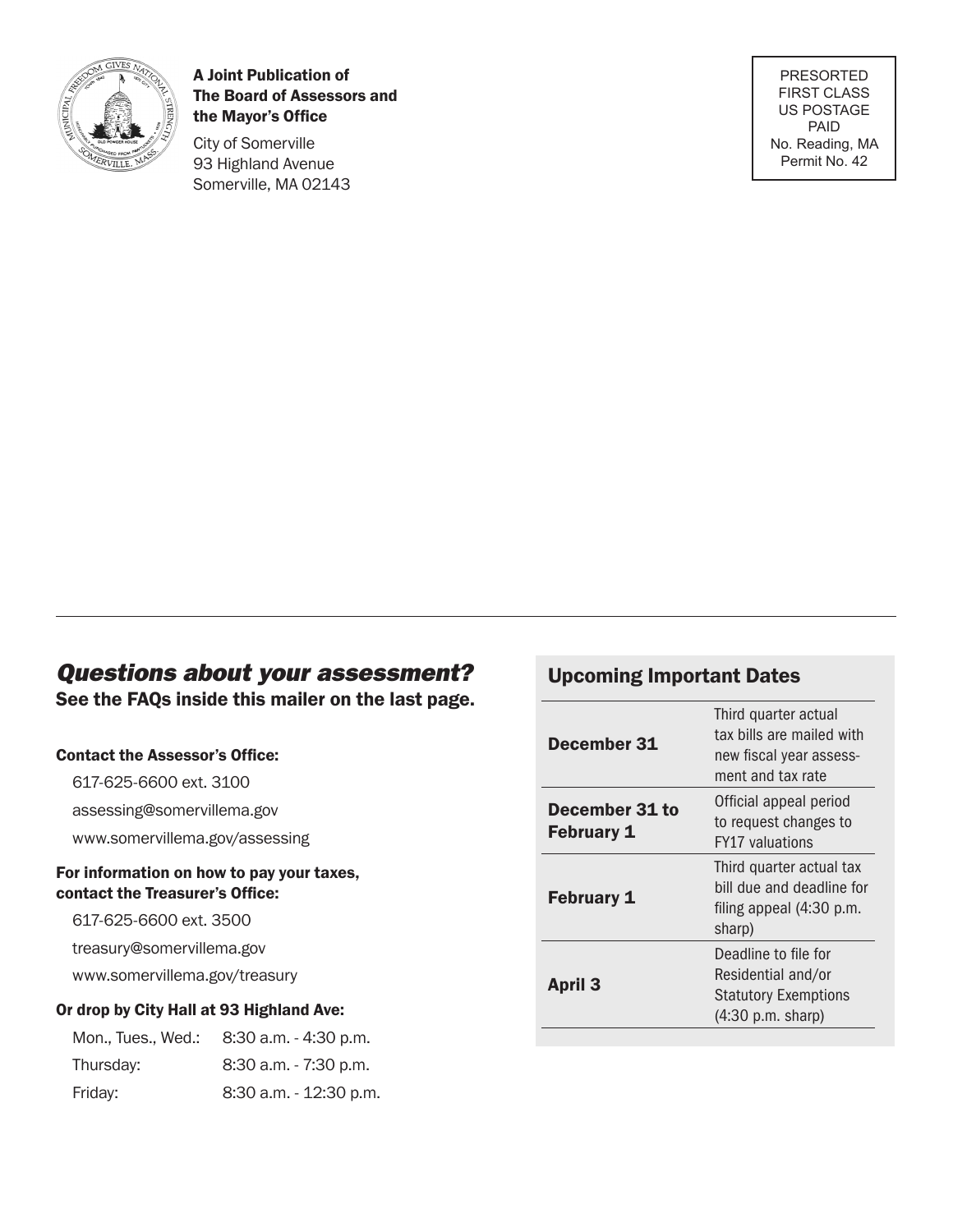**A Joint Publication of The Board of Assessors and the Mayor's Office**

City of Somerville
93 Highland Avenue
Somerville, MA 02143

PRESORTED
FIRST CLASS
US POSTAGE
PAID
No. Reading, MA
Permit No. 42

---

## *Questions about your assessment?*

**See the FAQs inside this mailer on the last page.**

**Contact the Assessor's Office:**

617-625-6600 ext. 3100

assessing@somervillema.gov

www.somervillema.gov/assessing

**For information on how to pay your taxes, contact the Treasurer's Office:**

617-625-6600 ext. 3500

treasury@somervillema.gov

www.somervillema.gov/treasury

**Or drop by City Hall at 93 Highland Ave:**

| | |
|---|---|
| Mon., Tues., Wed.: | 8:30 a.m. - 4:30 p.m. |
| Thursday: | 8:30 a.m. - 7:30 p.m. |
| Friday: | 8:30 a.m. - 12:30 p.m. |

## Upcoming Important Dates

| | |
|---|---|
| **December 31** | Third quarter actual tax bills are mailed with new fiscal year assessment and tax rate |
| **December 31 to February 1** | Official appeal period to request changes to FY17 valuations |
| **February 1** | Third quarter actual tax bill due and deadline for filing appeal (4:30 p.m. sharp) |
| **April 3** | Deadline to file for Residential and/or Statutory Exemptions (4:30 p.m. sharp) |